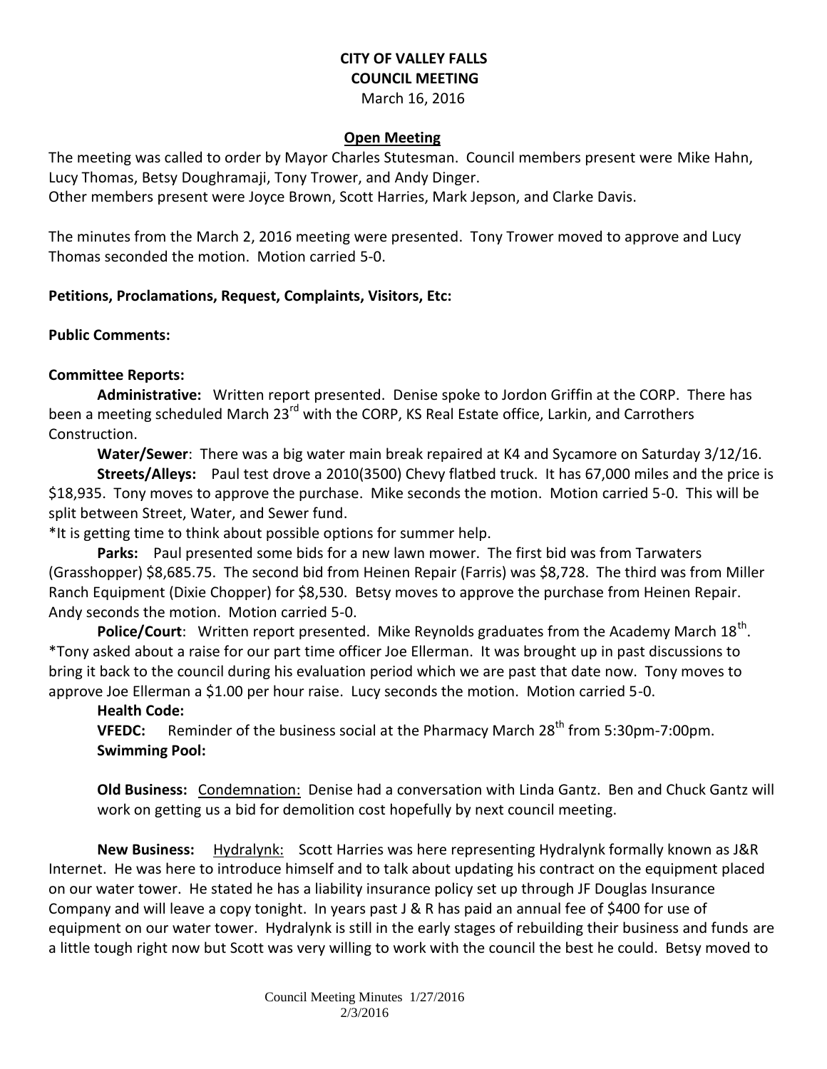# CITY OF VALLEY FALLS
## COUNCIL MEETING
March 16, 2016

**Open Meeting**

The meeting was called to order by Mayor Charles Stutesman. Council members present were Mike Hahn, Lucy Thomas, Betsy Doughramaji, Tony Trower, and Andy Dinger.
Other members present were Joyce Brown, Scott Harries, Mark Jepson, and Clarke Davis.

The minutes from the March 2, 2016 meeting were presented. Tony Trower moved to approve and Lucy Thomas seconded the motion. Motion carried 5-0.

**Petitions, Proclamations, Request, Complaints, Visitors, Etc:**

**Public Comments:**

**Committee Reports:**

**Administrative:** Written report presented. Denise spoke to Jordon Griffin at the CORP. There has been a meeting scheduled March 23rd with the CORP, KS Real Estate office, Larkin, and Carrothers Construction.

**Water/Sewer**: There was a big water main break repaired at K4 and Sycamore on Saturday 3/12/16.

**Streets/Alleys:** Paul test drove a 2010(3500) Chevy flatbed truck. It has 67,000 miles and the price is $18,935. Tony moves to approve the purchase. Mike seconds the motion. Motion carried 5-0. This will be split between Street, Water, and Sewer fund.

*It is getting time to think about possible options for summer help.

**Parks:** Paul presented some bids for a new lawn mower. The first bid was from Tarwaters (Grasshopper) $8,685.75. The second bid from Heinen Repair (Farris) was $8,728. The third was from Miller Ranch Equipment (Dixie Chopper) for $8,530. Betsy moves to approve the purchase from Heinen Repair. Andy seconds the motion. Motion carried 5-0.

**Police/Court**: Written report presented. Mike Reynolds graduates from the Academy March 18th.
*Tony asked about a raise for our part time officer Joe Ellerman. It was brought up in past discussions to bring it back to the council during his evaluation period which we are past that date now. Tony moves to approve Joe Ellerman a $1.00 per hour raise. Lucy seconds the motion. Motion carried 5-0.

**Health Code:**

**VFEDC:** Reminder of the business social at the Pharmacy March 28th from 5:30pm-7:00pm.

**Swimming Pool:**

**Old Business:** Condemnation: Denise had a conversation with Linda Gantz. Ben and Chuck Gantz will work on getting us a bid for demolition cost hopefully by next council meeting.

**New Business:** Hydralynk: Scott Harries was here representing Hydralynk formally known as J&R Internet. He was here to introduce himself and to talk about updating his contract on the equipment placed on our water tower. He stated he has a liability insurance policy set up through JF Douglas Insurance Company and will leave a copy tonight. In years past J & R has paid an annual fee of $400 for use of equipment on our water tower. Hydralynk is still in the early stages of rebuilding their business and funds are a little tough right now but Scott was very willing to work with the council the best he could. Betsy moved to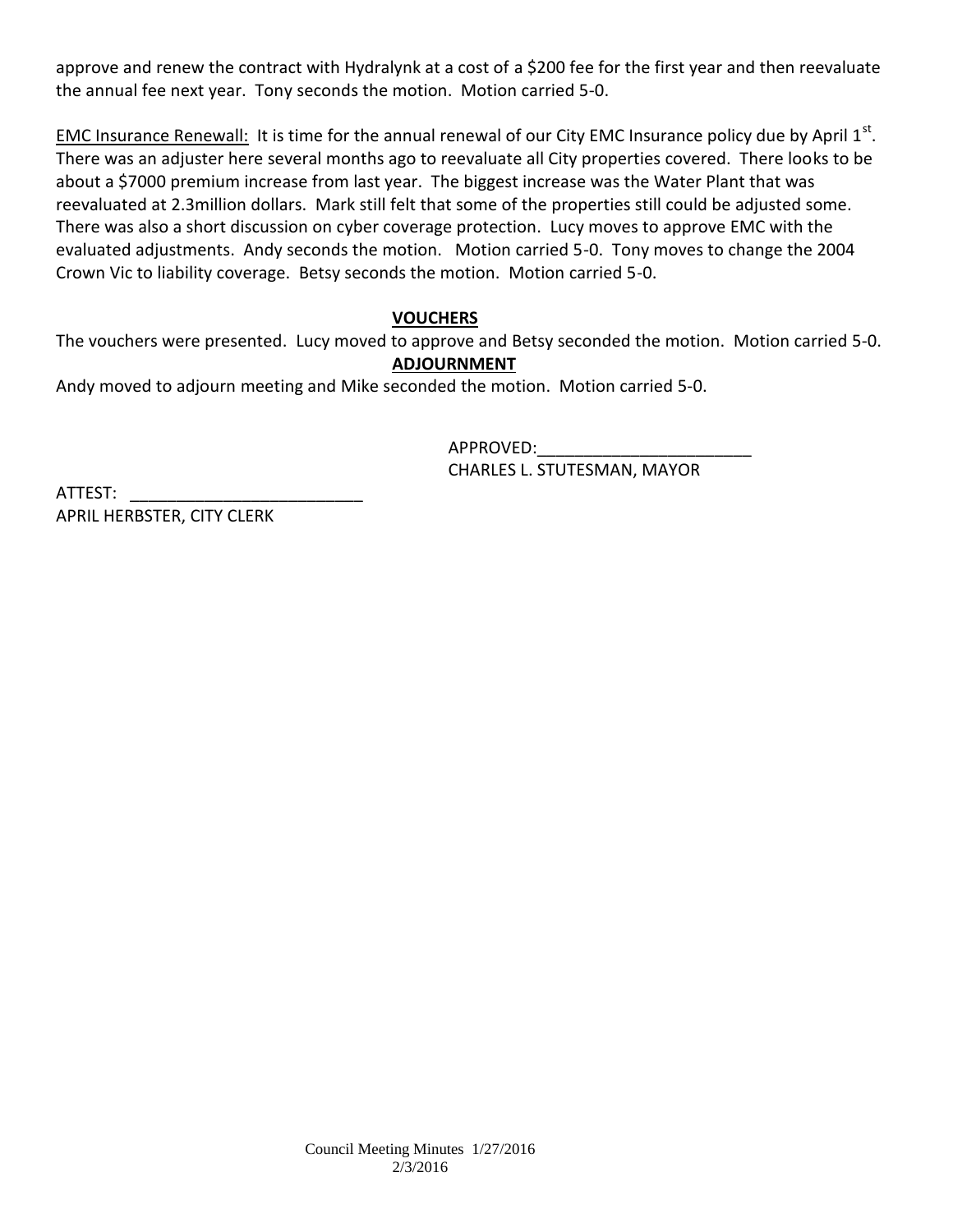approve and renew the contract with Hydralynk at a cost of a $200 fee for the first year and then reevaluate the annual fee next year. Tony seconds the motion. Motion carried 5-0.

EMC Insurance Renewall: It is time for the annual renewal of our City EMC Insurance policy due by April 1st. There was an adjuster here several months ago to reevaluate all City properties covered. There looks to be about a $7000 premium increase from last year. The biggest increase was the Water Plant that was reevaluated at 2.3million dollars. Mark still felt that some of the properties still could be adjusted some. There was also a short discussion on cyber coverage protection. Lucy moves to approve EMC with the evaluated adjustments. Andy seconds the motion. Motion carried 5-0. Tony moves to change the 2004 Crown Vic to liability coverage. Betsy seconds the motion. Motion carried 5-0.

## VOUCHERS

The vouchers were presented. Lucy moved to approve and Betsy seconded the motion. Motion carried 5-0.

## ADJOURNMENT

Andy moved to adjourn meeting and Mike seconded the motion. Motion carried 5-0.

APPROVED:_______________________
CHARLES L. STUTESMAN, MAYOR

ATTEST: _________________________
APRIL HERBSTER, CITY CLERK

Council Meeting Minutes 1/27/2016
2/3/2016